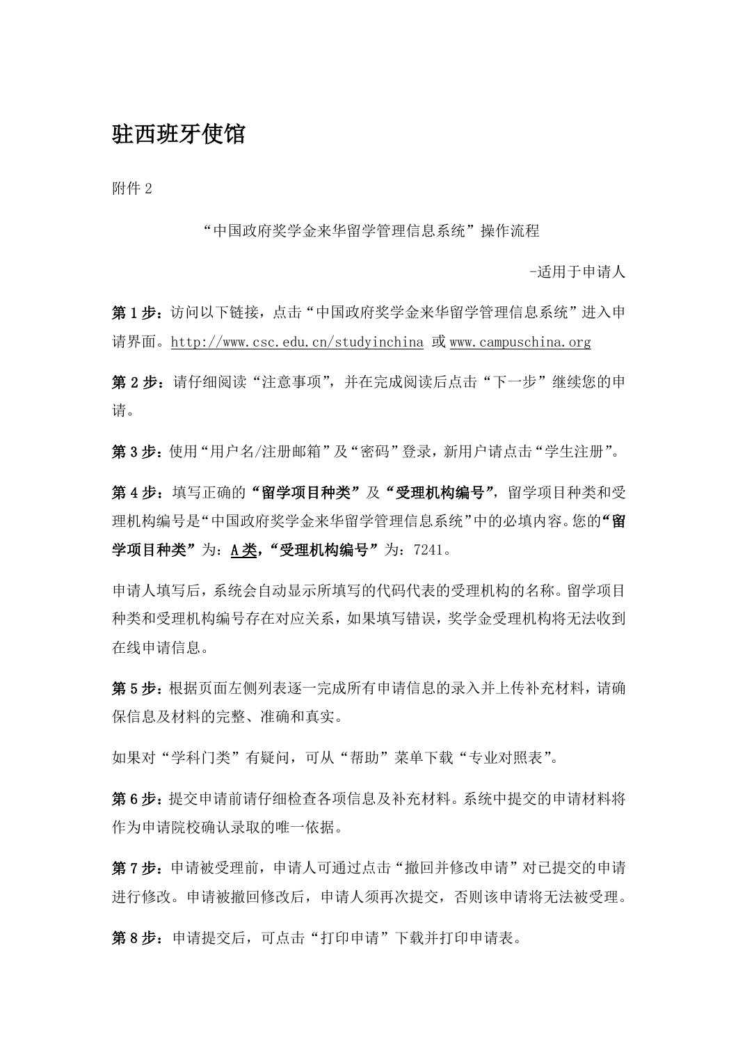# 驻西班牙使馆

附件 2

“中国政府奖学金来华留学管理信息系统”操作流程

-适用于申请人

**第 1 步：**访问以下链接，点击“中国政府奖学金来华留学管理信息系统”进入申请界面。http://www.csc.edu.cn/studyinchina 或 www.campuschina.org

**第 2 步：**请仔细阅读“注意事项”，并在完成阅读后点击“下一步”继续您的申请。

**第 3 步：**使用“用户名/注册邮箱”及“密码”登录，新用户请点击“学生注册”。

**第 4 步：**填写正确的**“留学项目种类”**及**“受理机构编号”**，留学项目种类和受理机构编号是“中国政府奖学金来华留学管理信息系统”中的必填内容。您的**“留学项目种类”**为：**A 类**，**“受理机构编号”**为：7241。

申请人填写后，系统会自动显示所填写的代码代表的受理机构的名称。留学项目种类和受理机构编号存在对应关系，如果填写错误，奖学金受理机构将无法收到在线申请信息。

**第 5 步：**根据页面左侧列表逐一完成所有申请信息的录入并上传补充材料，请确保信息及材料的完整、准确和真实。

如果对“学科门类”有疑问，可从“帮助”菜单下载“专业对照表”。

**第 6 步：**提交申请前请仔细检查各项信息及补充材料。系统中提交的申请材料将作为申请院校确认录取的唯一依据。

**第 7 步：**申请被受理前，申请人可通过点击“撤回并修改申请”对已提交的申请进行修改。申请被撤回修改后，申请人须再次提交，否则该申请将无法被受理。

**第 8 步：**申请提交后，可点击“打印申请”下载并打印申请表。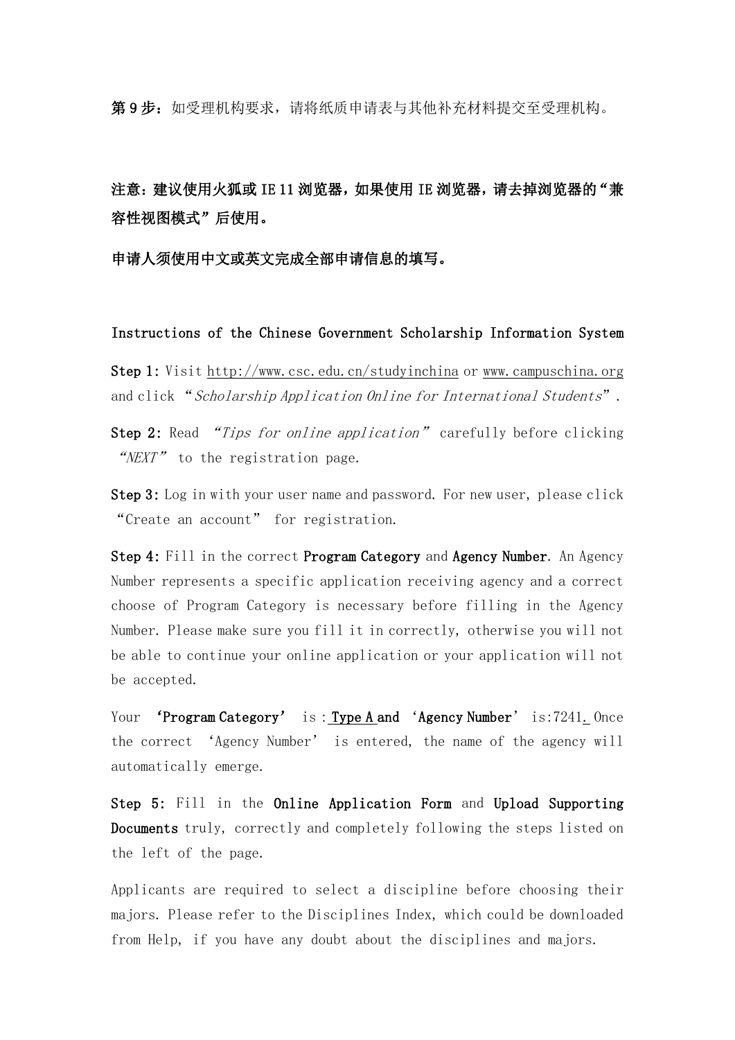**第 9 步：**如受理机构要求，请将纸质申请表与其他补充材料提交至受理机构。

**注意：建议使用火狐或 IE 11 浏览器，如果使用 IE 浏览器，请去掉浏览器的“兼容性视图模式”后使用。**

**申请人须使用中文或英文完成全部申请信息的填写。**

Instructions of the Chinese Government Scholarship Information System

**Step 1:** Visit http://www.csc.edu.cn/studyinchina or www.campuschina.org and click “*Scholarship Application Online for International Students*”.

**Step 2:** Read *“Tips for online application”* carefully before clicking *“NEXT”* to the registration page.

**Step 3:** Log in with your user name and password. For new user, please click “Create an account” for registration.

**Step 4:** Fill in the correct **Program Category** and **Agency Number**. An Agency Number represents a specific application receiving agency and a correct choose of Program Category is necessary before filling in the Agency Number. Please make sure you fill it in correctly, otherwise you will not be able to continue your online application or your application will not be accepted.

Your **‘Program Category’** is : **Type A** and **‘Agency Number’** is:7241. Once the correct ‘Agency Number’ is entered, the name of the agency will automatically emerge.

**Step 5:** Fill in the **Online Application Form** and **Upload Supporting Documents** truly, correctly and completely following the steps listed on the left of the page.

Applicants are required to select a discipline before choosing their majors. Please refer to the Disciplines Index, which could be downloaded from Help, if you have any doubt about the disciplines and majors.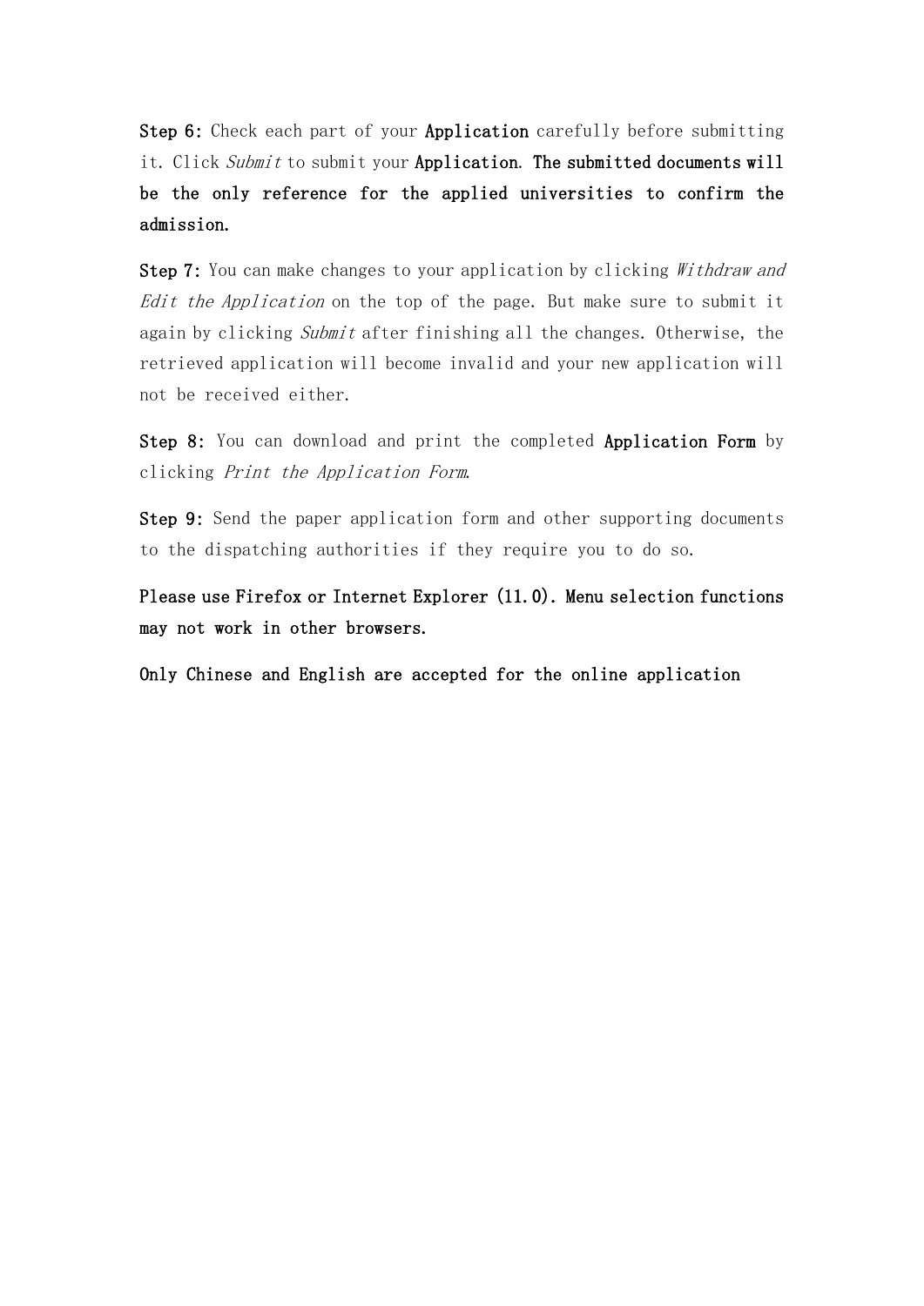**Step 6:** Check each part of your **Application** carefully before submitting it. Click *Submit* to submit your **Application**. **The submitted documents will be the only reference for the applied universities to confirm the admission.**

**Step 7:** You can make changes to your application by clicking *Withdraw and Edit the Application* on the top of the page. But make sure to submit it again by clicking *Submit* after finishing all the changes. Otherwise, the retrieved application will become invalid and your new application will not be received either.

**Step 8:** You can download and print the completed **Application Form** by clicking *Print the Application Form*.

**Step 9:** Send the paper application form and other supporting documents to the dispatching authorities if they require you to do so.

**Please use Firefox or Internet Explorer (11.0). Menu selection functions may not work in other browsers.**

**Only Chinese and English are accepted for the online application**